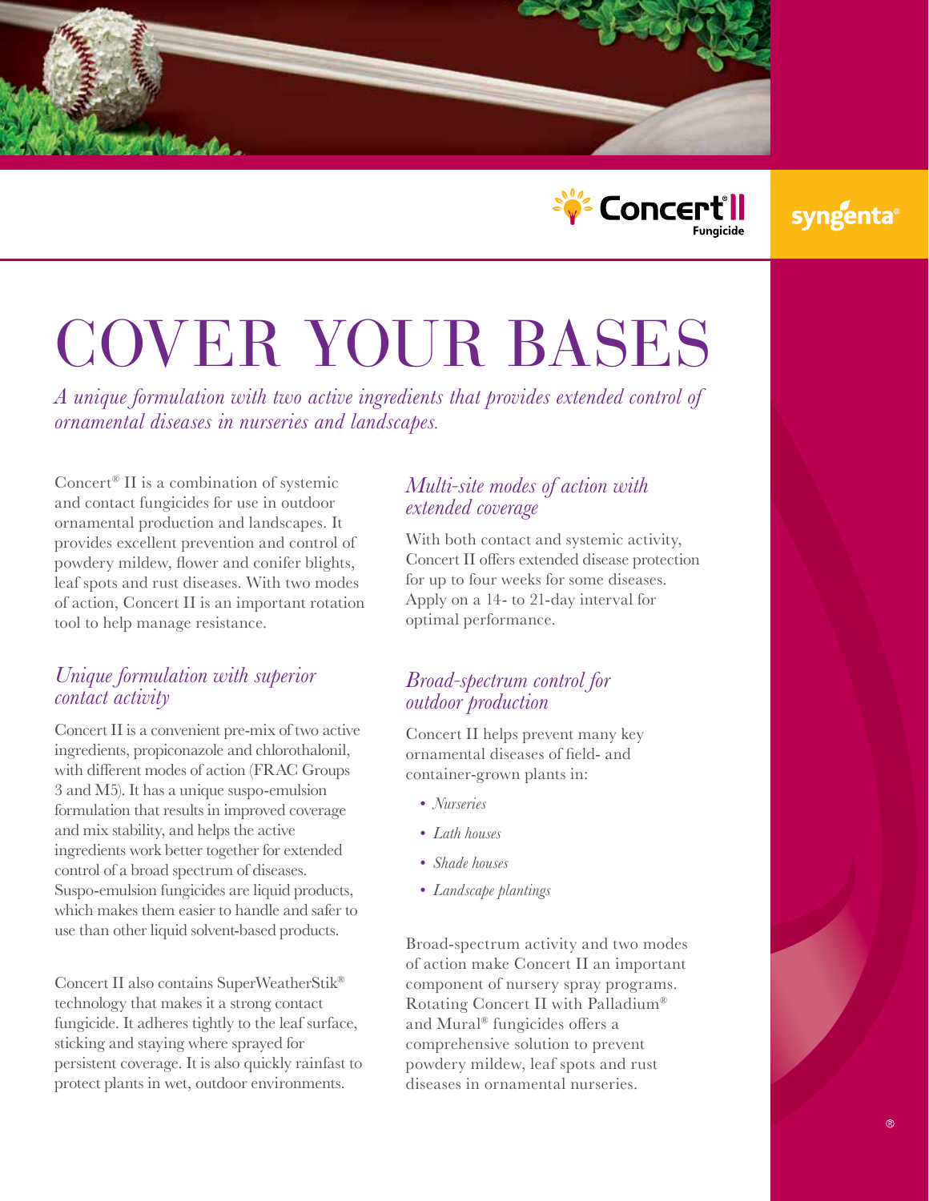Concert® II Fungicide

syngenta®

# COVER YOUR BASES

*A unique formulation with two active ingredients that provides extended control of ornamental diseases in nurseries and landscapes.*

Concert® II is a combination of systemic and contact fungicides for use in outdoor ornamental production and landscapes. It provides excellent prevention and control of powdery mildew, flower and conifer blights, leaf spots and rust diseases. With two modes of action, Concert II is an important rotation tool to help manage resistance.

## *Unique formulation with superior contact activity*

Concert II is a convenient pre-mix of two active ingredients, propiconazole and chlorothalonil, with different modes of action (FRAC Groups 3 and M5). It has a unique suspo-emulsion formulation that results in improved coverage and mix stability, and helps the active ingredients work better together for extended control of a broad spectrum of diseases. Suspo-emulsion fungicides are liquid products, which makes them easier to handle and safer to use than other liquid solvent-based products.

Concert II also contains SuperWeatherStik® technology that makes it a strong contact fungicide. It adheres tightly to the leaf surface, sticking and staying where sprayed for persistent coverage. It is also quickly rainfast to protect plants in wet, outdoor environments.

## *Multi-site modes of action with extended coverage*

With both contact and systemic activity, Concert II offers extended disease protection for up to four weeks for some diseases. Apply on a 14- to 21-day interval for optimal performance.

## *Broad-spectrum control for outdoor production*

Concert II helps prevent many key ornamental diseases of field- and container-grown plants in:

- *Nurseries*
- *Lath houses*
- *Shade houses*
- *Landscape plantings*

Broad-spectrum activity and two modes of action make Concert II an important component of nursery spray programs. Rotating Concert II with Palladium® and Mural® fungicides offers a comprehensive solution to prevent powdery mildew, leaf spots and rust diseases in ornamental nurseries.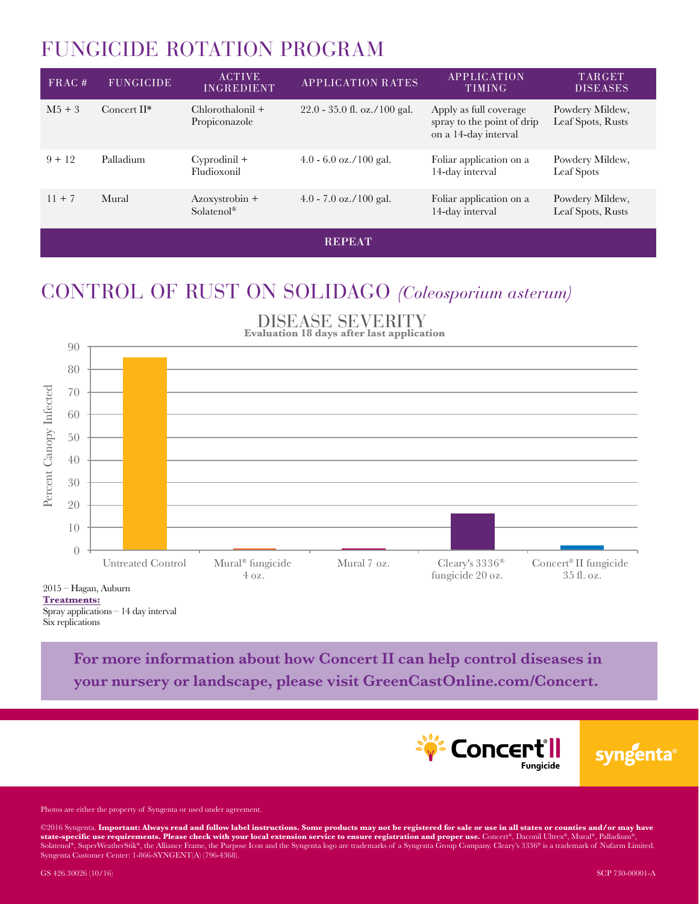# FUNGICIDE ROTATION PROGRAM

| FRAC # | FUNGICIDE | ACTIVE INGREDIENT | APPLICATION RATES | APPLICATION TIMING | TARGET DISEASES |
|---|---|---|---|---|---|
| M5 + 3 | Concert II* | Chlorothalonil + Propiconazole | 22.0 - 35.0 fl. oz./100 gal. | Apply as full coverage spray to the point of drip on a 14-day interval | Powdery Mildew, Leaf Spots, Rusts |
| 9 + 12 | Palladium | Cyprodinil + Fludioxonil | 4.0 - 6.0 oz./100 gal. | Foliar application on a 14-day interval | Powdery Mildew, Leaf Spots |
| 11 + 7 | Mural | Azoxystrobin + Solatenol® | 4.0 - 7.0 oz./100 gal. | Foliar application on a 14-day interval | Powdery Mildew, Leaf Spots, Rusts |
| REPEAT | | | | | |

# CONTROL OF RUST ON SOLIDAGO *(Coleosporium asterum)*

DISEASE SEVERITY
**Evaluation 18 days after last application**

Percent Canopy Infected

0, 10, 20, 30, 40, 50, 60, 70, 80, 90

Untreated Control
Mural® fungicide 4 oz.
Mural 7 oz.
Cleary's 3336® fungicide 20 oz.
Concert® II fungicide 35 fl. oz.

2015 – Hagan, Auburn
**Treatments:**
Spray applications – 14 day interval
Six replications

**For more information about how Concert II can help control diseases in your nursery or landscape, please visit GreenCastOnline.com/Concert.**

Concert® II Fungicide

syngenta®

Photos are either the property of Syngenta or used under agreement.

©2016 Syngenta. **Important: Always read and follow label instructions. Some products may not be registered for sale or use in all states or counties and/or may have state-specific use requirements. Please check with your local extension service to ensure registration and proper use.** Concert®, Daconil Ultrex®, Mural®, Palladium®, Solatenol®, SuperWeatherStik®, the Alliance Frame, the Purpose Icon and the Syngenta logo are trademarks of a Syngenta Group Company. Cleary's 3336® is a trademark of Nufarm Limited. Syngenta Customer Center: 1-866-SYNGENT(A) (796-4368).

GS 426.30026 (10/16)

SCP 730-00001-A